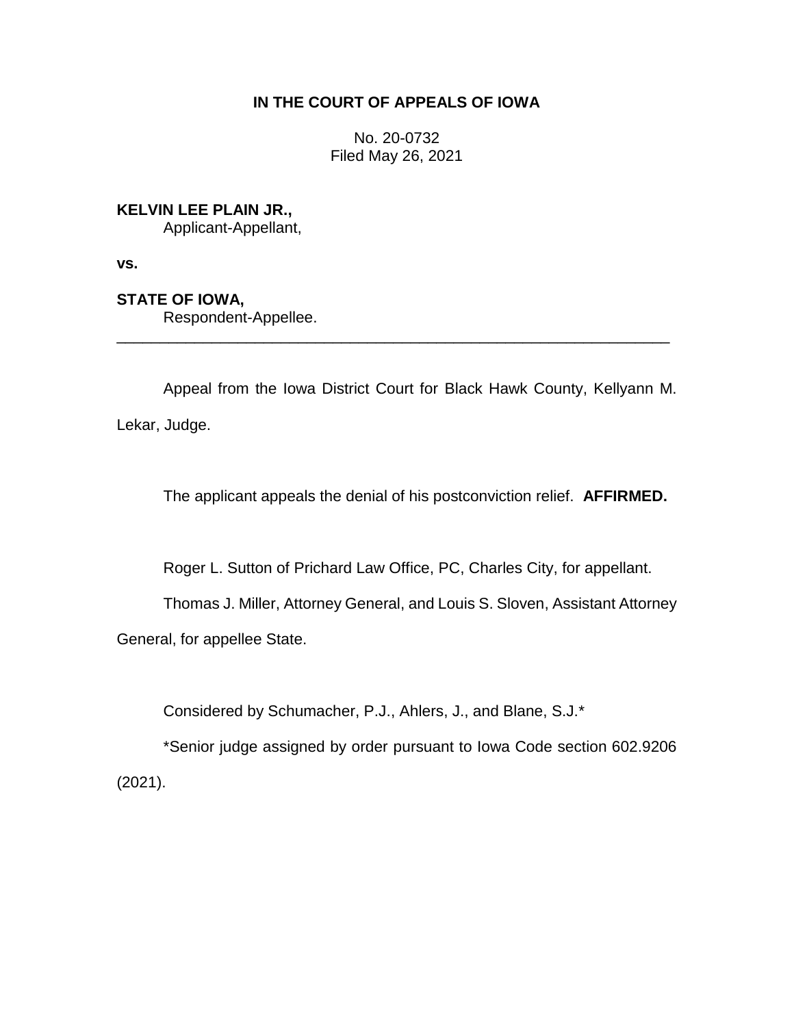**IN THE COURT OF APPEALS OF IOWA**

No. 20-0732
Filed May 26, 2021

**KELVIN LEE PLAIN JR.,**
Applicant-Appellant,

**vs.**

**STATE OF IOWA,**
Respondent-Appellee.

---

Appeal from the Iowa District Court for Black Hawk County, Kellyann M. Lekar, Judge.

The applicant appeals the denial of his postconviction relief. **AFFIRMED.**

Roger L. Sutton of Prichard Law Office, PC, Charles City, for appellant.

Thomas J. Miller, Attorney General, and Louis S. Sloven, Assistant Attorney General, for appellee State.

Considered by Schumacher, P.J., Ahlers, J., and Blane, S.J.*

*Senior judge assigned by order pursuant to Iowa Code section 602.9206 (2021).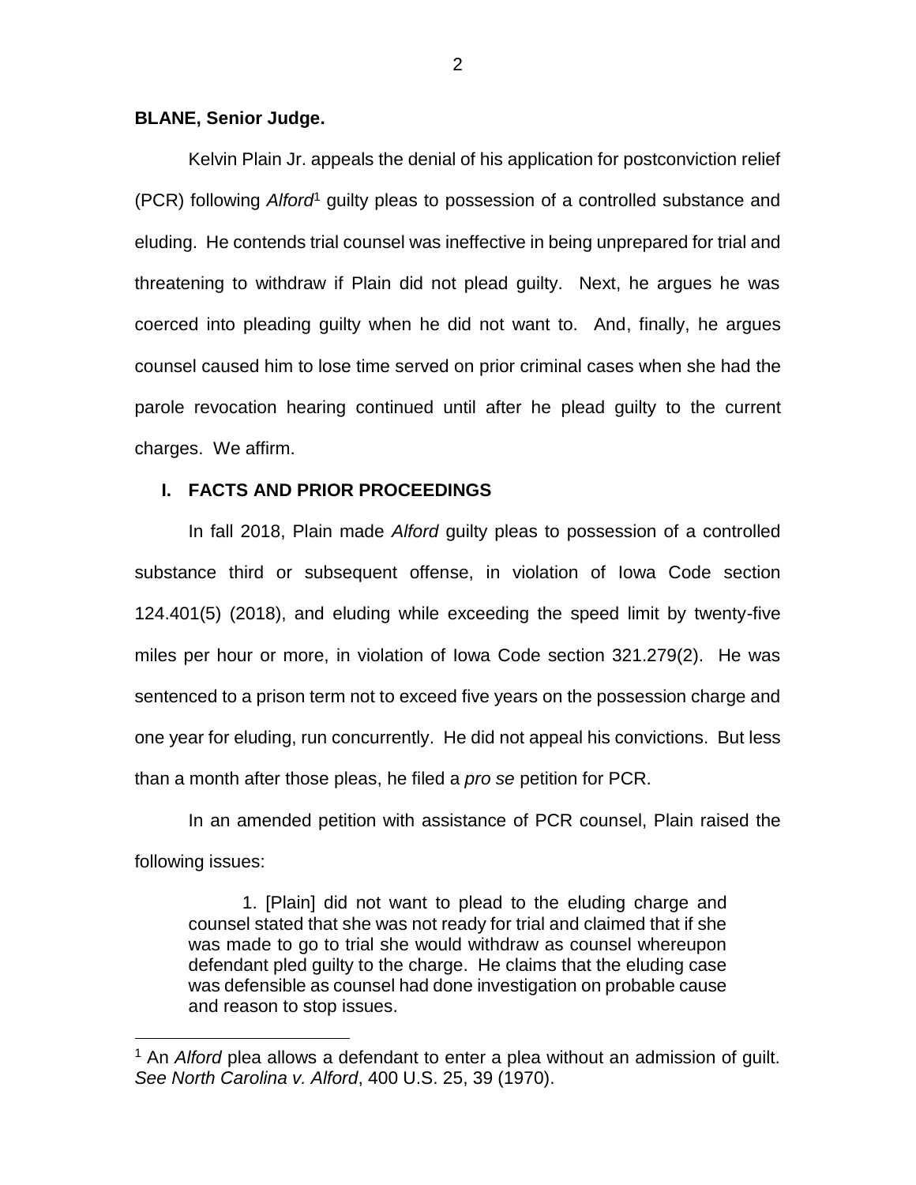**BLANE, Senior Judge.**

Kelvin Plain Jr. appeals the denial of his application for postconviction relief (PCR) following *Alford*[1] guilty pleas to possession of a controlled substance and eluding. He contends trial counsel was ineffective in being unprepared for trial and threatening to withdraw if Plain did not plead guilty. Next, he argues he was coerced into pleading guilty when he did not want to. And, finally, he argues counsel caused him to lose time served on prior criminal cases when she had the parole revocation hearing continued until after he plead guilty to the current charges. We affirm.

## I. FACTS AND PRIOR PROCEEDINGS

In fall 2018, Plain made *Alford* guilty pleas to possession of a controlled substance third or subsequent offense, in violation of Iowa Code section 124.401(5) (2018), and eluding while exceeding the speed limit by twenty-five miles per hour or more, in violation of Iowa Code section 321.279(2). He was sentenced to a prison term not to exceed five years on the possession charge and one year for eluding, run concurrently. He did not appeal his convictions. But less than a month after those pleas, he filed a *pro se* petition for PCR.

In an amended petition with assistance of PCR counsel, Plain raised the following issues:

> 1. [Plain] did not want to plead to the eluding charge and counsel stated that she was not ready for trial and claimed that if she was made to go to trial she would withdraw as counsel whereupon defendant pled guilty to the charge. He claims that the eluding case was defensible as counsel had done investigation on probable cause and reason to stop issues.

[1] An *Alford* plea allows a defendant to enter a plea without an admission of guilt. *See North Carolina v. Alford*, 400 U.S. 25, 39 (1970).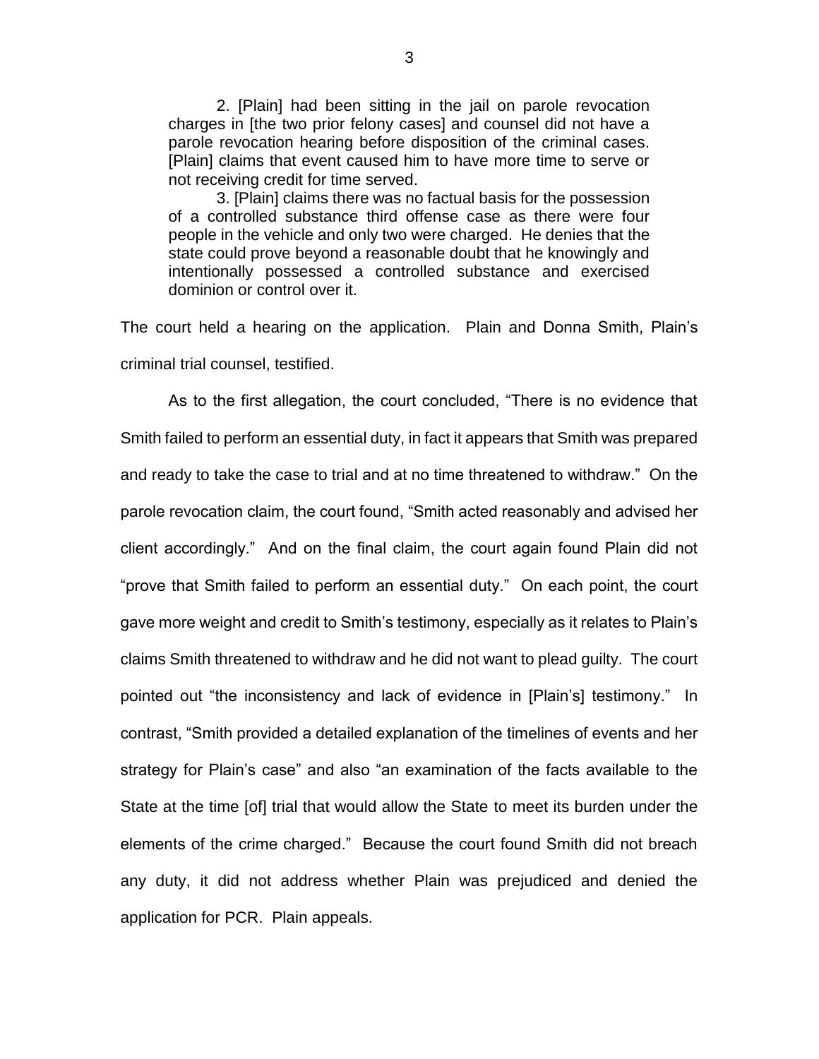> 2. [Plain] had been sitting in the jail on parole revocation charges in [the two prior felony cases] and counsel did not have a parole revocation hearing before disposition of the criminal cases. [Plain] claims that event caused him to have more time to serve or not receiving credit for time served.
>
> 3. [Plain] claims there was no factual basis for the possession of a controlled substance third offense case as there were four people in the vehicle and only two were charged. He denies that the state could prove beyond a reasonable doubt that he knowingly and intentionally possessed a controlled substance and exercised dominion or control over it.

The court held a hearing on the application. Plain and Donna Smith, Plain's criminal trial counsel, testified.

As to the first allegation, the court concluded, "There is no evidence that Smith failed to perform an essential duty, in fact it appears that Smith was prepared and ready to take the case to trial and at no time threatened to withdraw." On the parole revocation claim, the court found, "Smith acted reasonably and advised her client accordingly." And on the final claim, the court again found Plain did not "prove that Smith failed to perform an essential duty." On each point, the court gave more weight and credit to Smith's testimony, especially as it relates to Plain's claims Smith threatened to withdraw and he did not want to plead guilty. The court pointed out "the inconsistency and lack of evidence in [Plain's] testimony." In contrast, "Smith provided a detailed explanation of the timelines of events and her strategy for Plain's case" and also "an examination of the facts available to the State at the time [of] trial that would allow the State to meet its burden under the elements of the crime charged." Because the court found Smith did not breach any duty, it did not address whether Plain was prejudiced and denied the application for PCR. Plain appeals.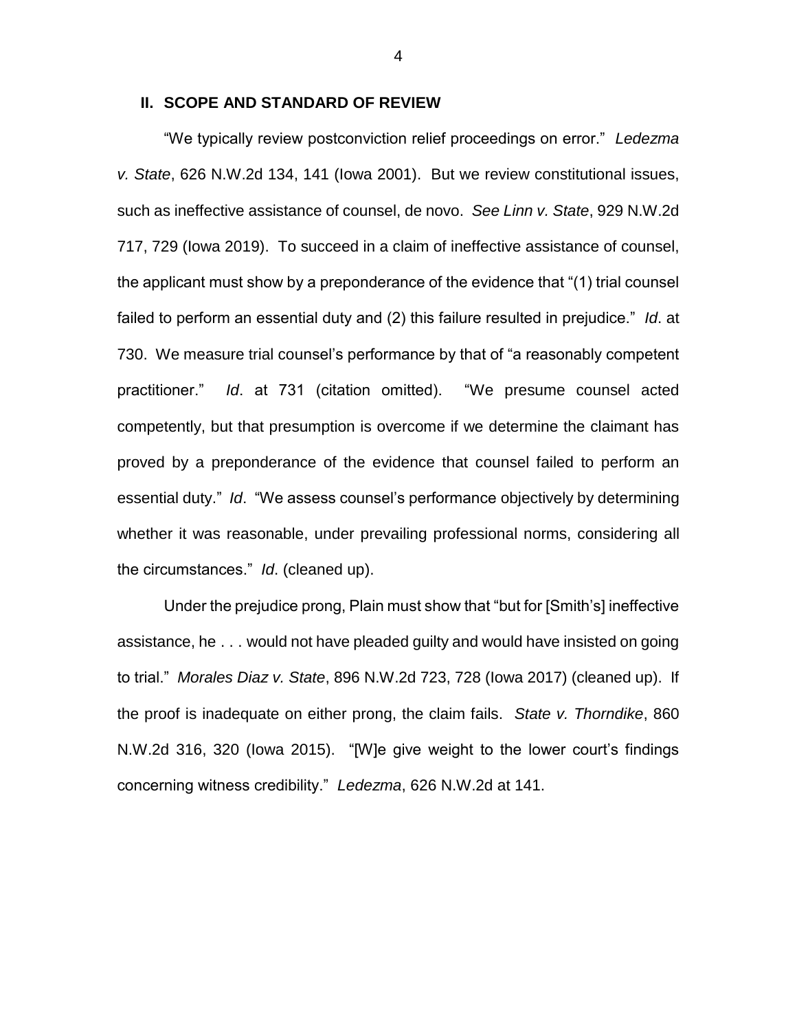## II. SCOPE AND STANDARD OF REVIEW

"We typically review postconviction relief proceedings on error." *Ledezma v. State*, 626 N.W.2d 134, 141 (Iowa 2001). But we review constitutional issues, such as ineffective assistance of counsel, de novo. *See Linn v. State*, 929 N.W.2d 717, 729 (Iowa 2019). To succeed in a claim of ineffective assistance of counsel, the applicant must show by a preponderance of the evidence that "(1) trial counsel failed to perform an essential duty and (2) this failure resulted in prejudice." *Id*. at 730. We measure trial counsel's performance by that of "a reasonably competent practitioner." *Id*. at 731 (citation omitted). "We presume counsel acted competently, but that presumption is overcome if we determine the claimant has proved by a preponderance of the evidence that counsel failed to perform an essential duty." *Id*. "We assess counsel's performance objectively by determining whether it was reasonable, under prevailing professional norms, considering all the circumstances." *Id*. (cleaned up).

Under the prejudice prong, Plain must show that "but for [Smith's] ineffective assistance, he . . . would not have pleaded guilty and would have insisted on going to trial." *Morales Diaz v. State*, 896 N.W.2d 723, 728 (Iowa 2017) (cleaned up). If the proof is inadequate on either prong, the claim fails. *State v. Thorndike*, 860 N.W.2d 316, 320 (Iowa 2015). "[W]e give weight to the lower court's findings concerning witness credibility." *Ledezma*, 626 N.W.2d at 141.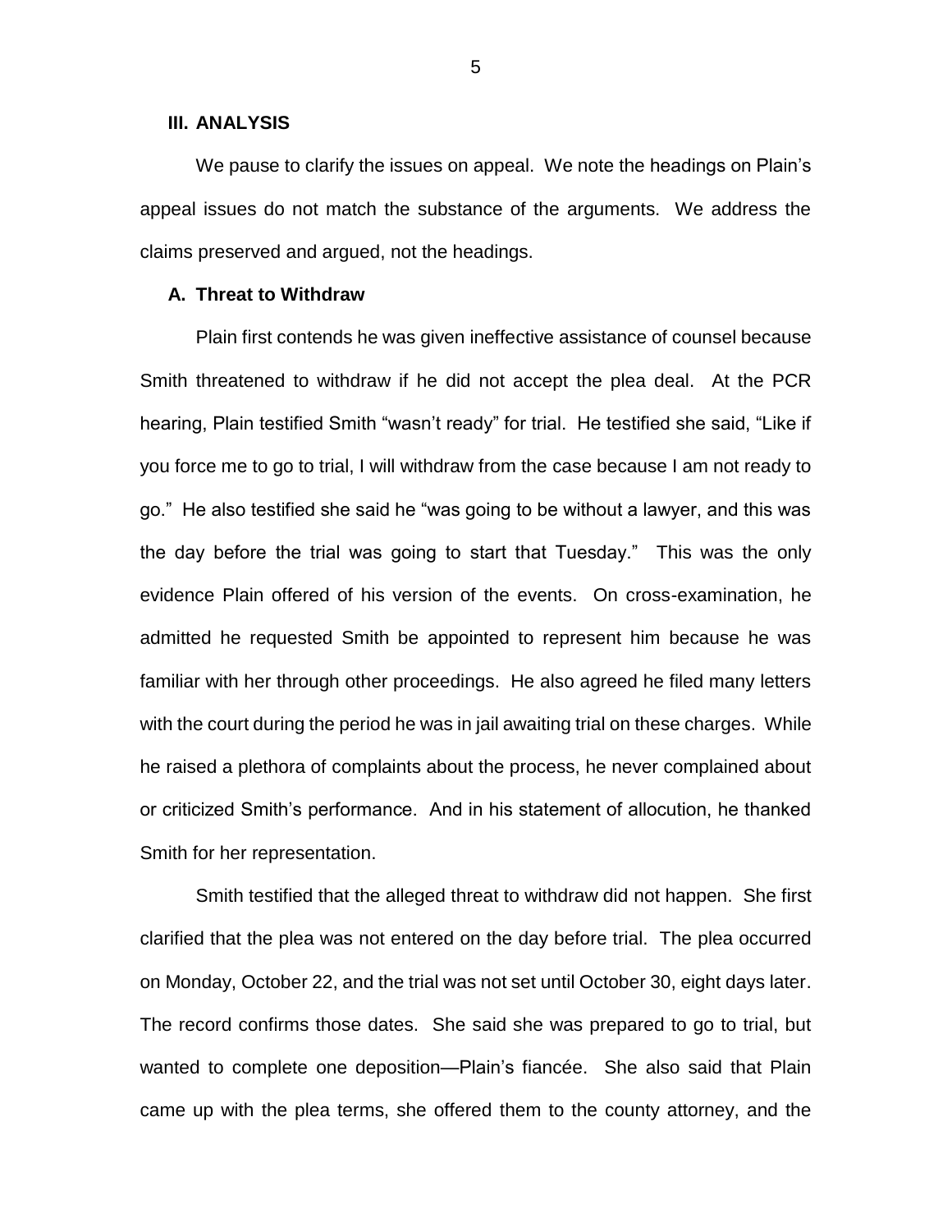### III. ANALYSIS

We pause to clarify the issues on appeal. We note the headings on Plain's appeal issues do not match the substance of the arguments. We address the claims preserved and argued, not the headings.

#### A. Threat to Withdraw

Plain first contends he was given ineffective assistance of counsel because Smith threatened to withdraw if he did not accept the plea deal. At the PCR hearing, Plain testified Smith "wasn't ready" for trial. He testified she said, "Like if you force me to go to trial, I will withdraw from the case because I am not ready to go." He also testified she said he "was going to be without a lawyer, and this was the day before the trial was going to start that Tuesday." This was the only evidence Plain offered of his version of the events. On cross-examination, he admitted he requested Smith be appointed to represent him because he was familiar with her through other proceedings. He also agreed he filed many letters with the court during the period he was in jail awaiting trial on these charges. While he raised a plethora of complaints about the process, he never complained about or criticized Smith's performance. And in his statement of allocution, he thanked Smith for her representation.

Smith testified that the alleged threat to withdraw did not happen. She first clarified that the plea was not entered on the day before trial. The plea occurred on Monday, October 22, and the trial was not set until October 30, eight days later. The record confirms those dates. She said she was prepared to go to trial, but wanted to complete one deposition—Plain's fiancée. She also said that Plain came up with the plea terms, she offered them to the county attorney, and the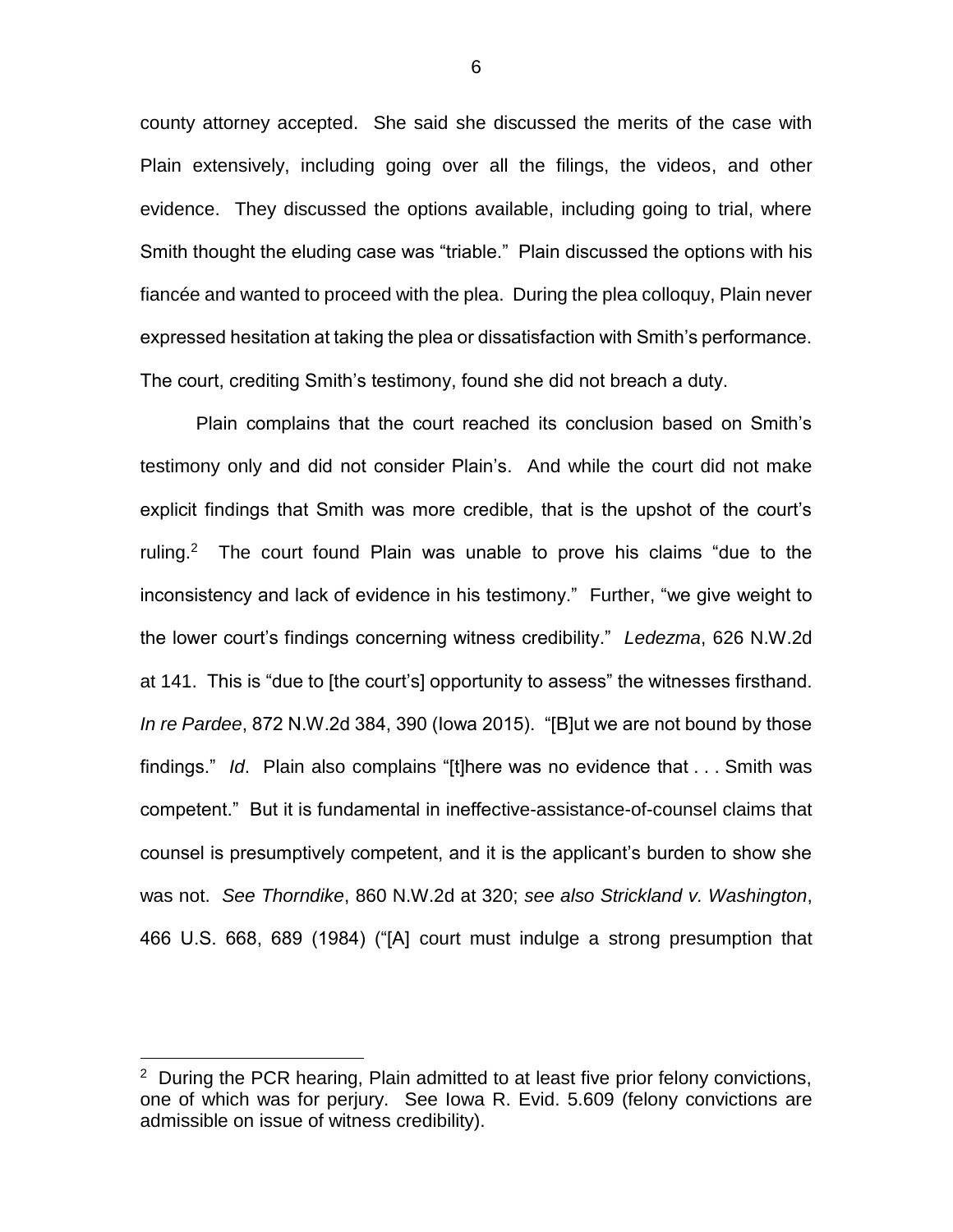county attorney accepted. She said she discussed the merits of the case with Plain extensively, including going over all the filings, the videos, and other evidence. They discussed the options available, including going to trial, where Smith thought the eluding case was "triable." Plain discussed the options with his fiancée and wanted to proceed with the plea. During the plea colloquy, Plain never expressed hesitation at taking the plea or dissatisfaction with Smith's performance. The court, crediting Smith's testimony, found she did not breach a duty.

Plain complains that the court reached its conclusion based on Smith's testimony only and did not consider Plain's. And while the court did not make explicit findings that Smith was more credible, that is the upshot of the court's ruling.[2] The court found Plain was unable to prove his claims "due to the inconsistency and lack of evidence in his testimony." Further, "we give weight to the lower court's findings concerning witness credibility." *Ledezma*, 626 N.W.2d at 141. This is "due to [the court's] opportunity to assess" the witnesses firsthand. *In re Pardee*, 872 N.W.2d 384, 390 (Iowa 2015). "[B]ut we are not bound by those findings." *Id*. Plain also complains "[t]here was no evidence that . . . Smith was competent." But it is fundamental in ineffective-assistance-of-counsel claims that counsel is presumptively competent, and it is the applicant's burden to show she was not. *See Thorndike*, 860 N.W.2d at 320; *see also Strickland v. Washington*, 466 U.S. 668, 689 (1984) ("[A] court must indulge a strong presumption that

---

[2] During the PCR hearing, Plain admitted to at least five prior felony convictions, one of which was for perjury. See Iowa R. Evid. 5.609 (felony convictions are admissible on issue of witness credibility).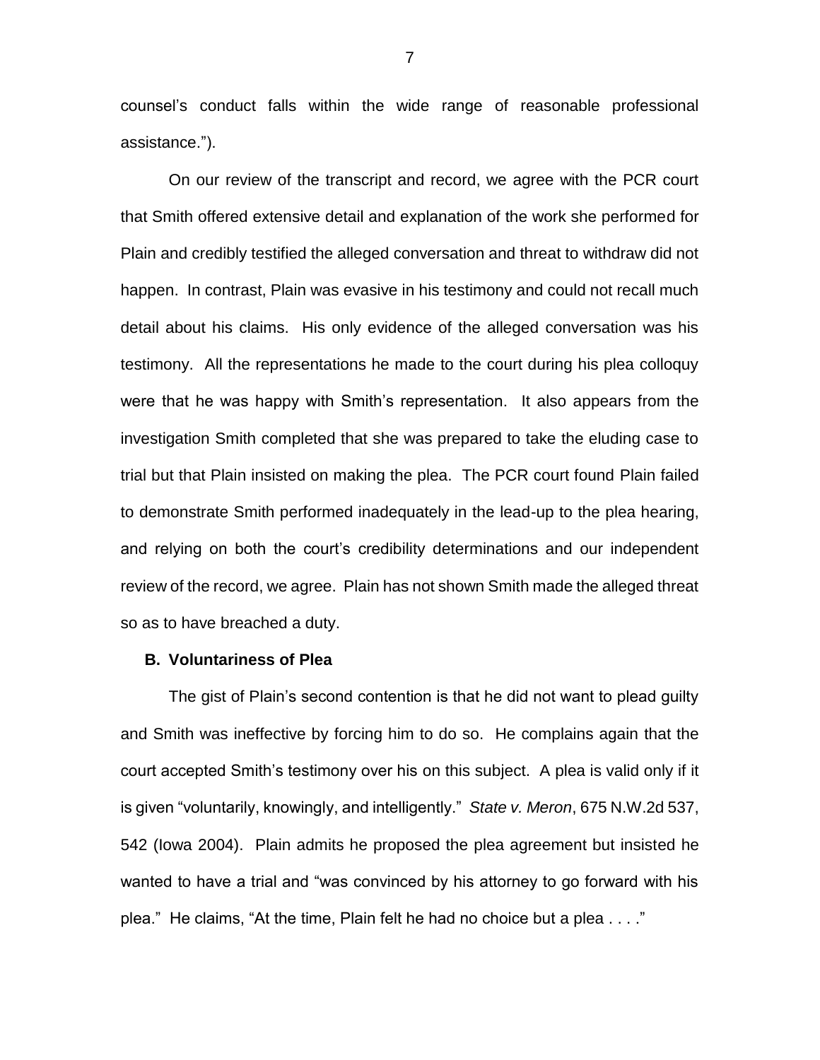counsel's conduct falls within the wide range of reasonable professional assistance.").

On our review of the transcript and record, we agree with the PCR court that Smith offered extensive detail and explanation of the work she performed for Plain and credibly testified the alleged conversation and threat to withdraw did not happen. In contrast, Plain was evasive in his testimony and could not recall much detail about his claims. His only evidence of the alleged conversation was his testimony. All the representations he made to the court during his plea colloquy were that he was happy with Smith's representation. It also appears from the investigation Smith completed that she was prepared to take the eluding case to trial but that Plain insisted on making the plea. The PCR court found Plain failed to demonstrate Smith performed inadequately in the lead-up to the plea hearing, and relying on both the court's credibility determinations and our independent review of the record, we agree. Plain has not shown Smith made the alleged threat so as to have breached a duty.

**B. Voluntariness of Plea**

The gist of Plain's second contention is that he did not want to plead guilty and Smith was ineffective by forcing him to do so. He complains again that the court accepted Smith's testimony over his on this subject. A plea is valid only if it is given "voluntarily, knowingly, and intelligently." *State v. Meron*, 675 N.W.2d 537, 542 (Iowa 2004). Plain admits he proposed the plea agreement but insisted he wanted to have a trial and "was convinced by his attorney to go forward with his plea." He claims, "At the time, Plain felt he had no choice but a plea . . . ."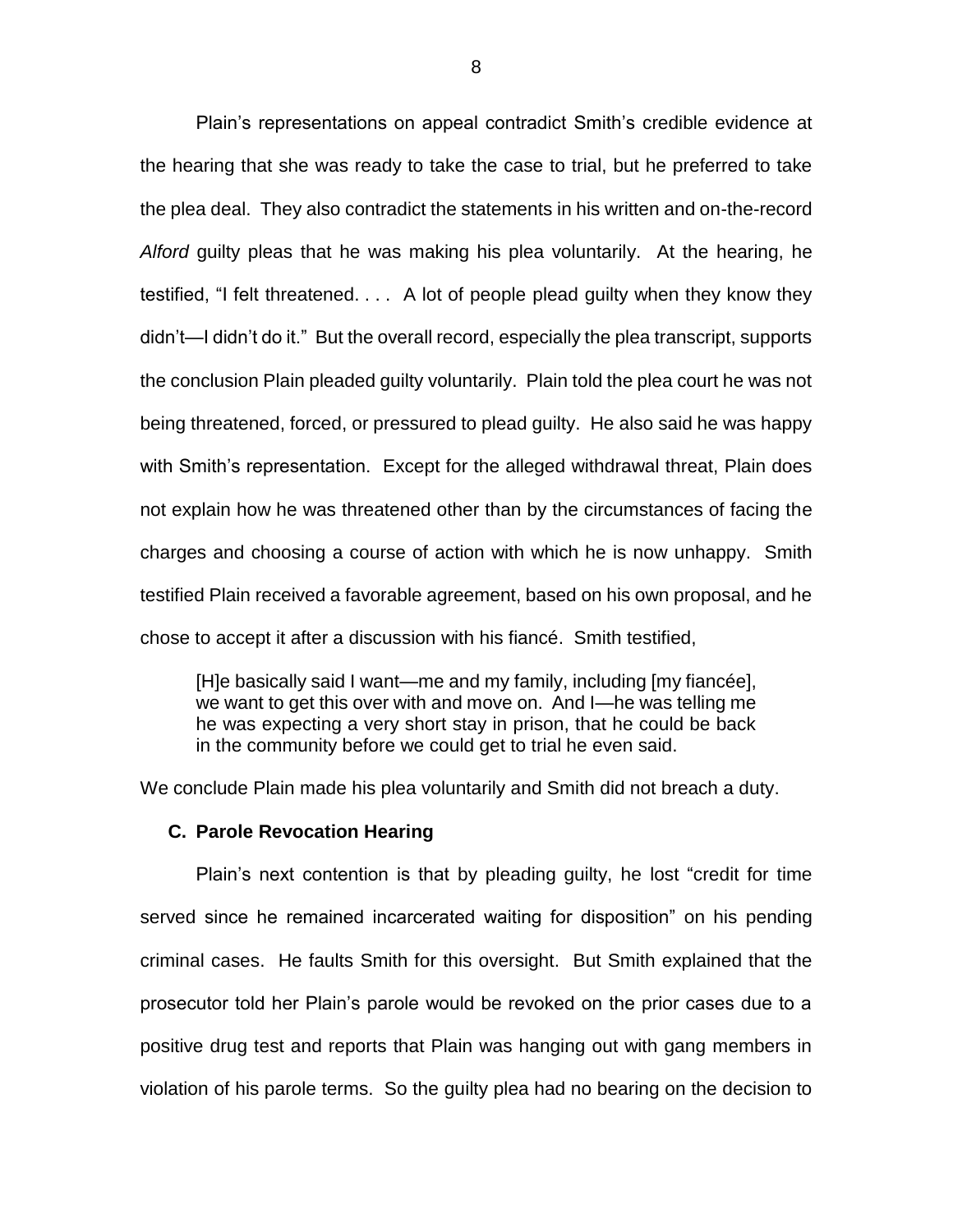Plain's representations on appeal contradict Smith's credible evidence at the hearing that she was ready to take the case to trial, but he preferred to take the plea deal. They also contradict the statements in his written and on-the-record *Alford* guilty pleas that he was making his plea voluntarily. At the hearing, he testified, "I felt threatened. . . . A lot of people plead guilty when they know they didn't—I didn't do it." But the overall record, especially the plea transcript, supports the conclusion Plain pleaded guilty voluntarily. Plain told the plea court he was not being threatened, forced, or pressured to plead guilty. He also said he was happy with Smith's representation. Except for the alleged withdrawal threat, Plain does not explain how he was threatened other than by the circumstances of facing the charges and choosing a course of action with which he is now unhappy. Smith testified Plain received a favorable agreement, based on his own proposal, and he chose to accept it after a discussion with his fiancé. Smith testified,

> [H]e basically said I want—me and my family, including [my fiancée], we want to get this over with and move on. And I—he was telling me he was expecting a very short stay in prison, that he could be back in the community before we could get to trial he even said.

We conclude Plain made his plea voluntarily and Smith did not breach a duty.

### C. Parole Revocation Hearing

Plain's next contention is that by pleading guilty, he lost "credit for time served since he remained incarcerated waiting for disposition" on his pending criminal cases. He faults Smith for this oversight. But Smith explained that the prosecutor told her Plain's parole would be revoked on the prior cases due to a positive drug test and reports that Plain was hanging out with gang members in violation of his parole terms. So the guilty plea had no bearing on the decision to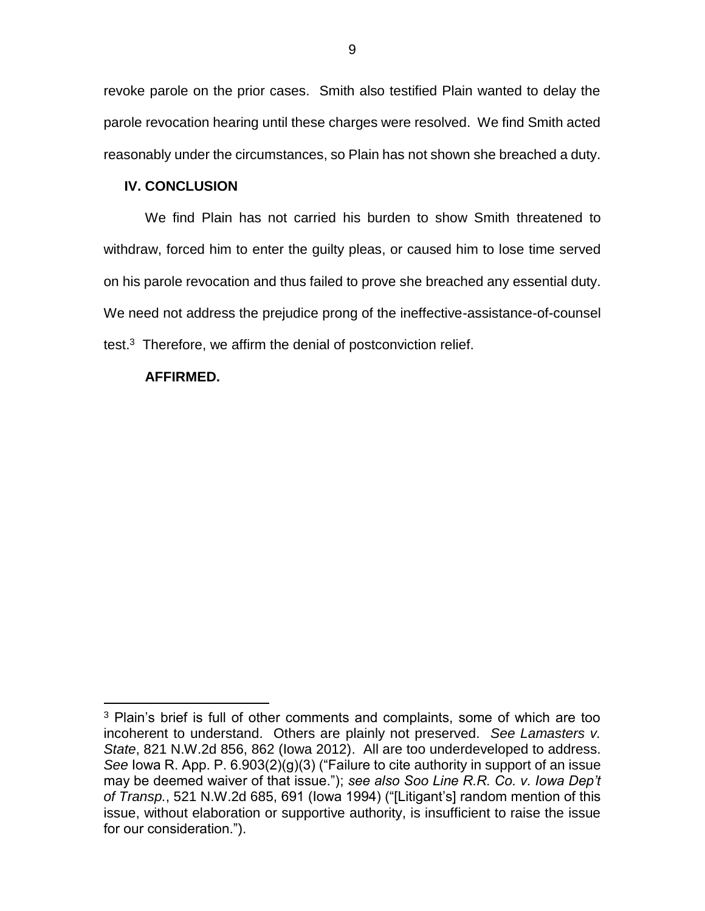revoke parole on the prior cases. Smith also testified Plain wanted to delay the parole revocation hearing until these charges were resolved. We find Smith acted reasonably under the circumstances, so Plain has not shown she breached a duty.

## IV. CONCLUSION

We find Plain has not carried his burden to show Smith threatened to withdraw, forced him to enter the guilty pleas, or caused him to lose time served on his parole revocation and thus failed to prove she breached any essential duty. We need not address the prejudice prong of the ineffective-assistance-of-counsel test.[3] Therefore, we affirm the denial of postconviction relief.

**AFFIRMED.**

---

[3] Plain's brief is full of other comments and complaints, some of which are too incoherent to understand. Others are plainly not preserved. *See Lamasters v. State*, 821 N.W.2d 856, 862 (Iowa 2012). All are too underdeveloped to address. *See* Iowa R. App. P. 6.903(2)(g)(3) ("Failure to cite authority in support of an issue may be deemed waiver of that issue."); *see also Soo Line R.R. Co. v. Iowa Dep't of Transp.*, 521 N.W.2d 685, 691 (Iowa 1994) ("[Litigant's] random mention of this issue, without elaboration or supportive authority, is insufficient to raise the issue for our consideration.").